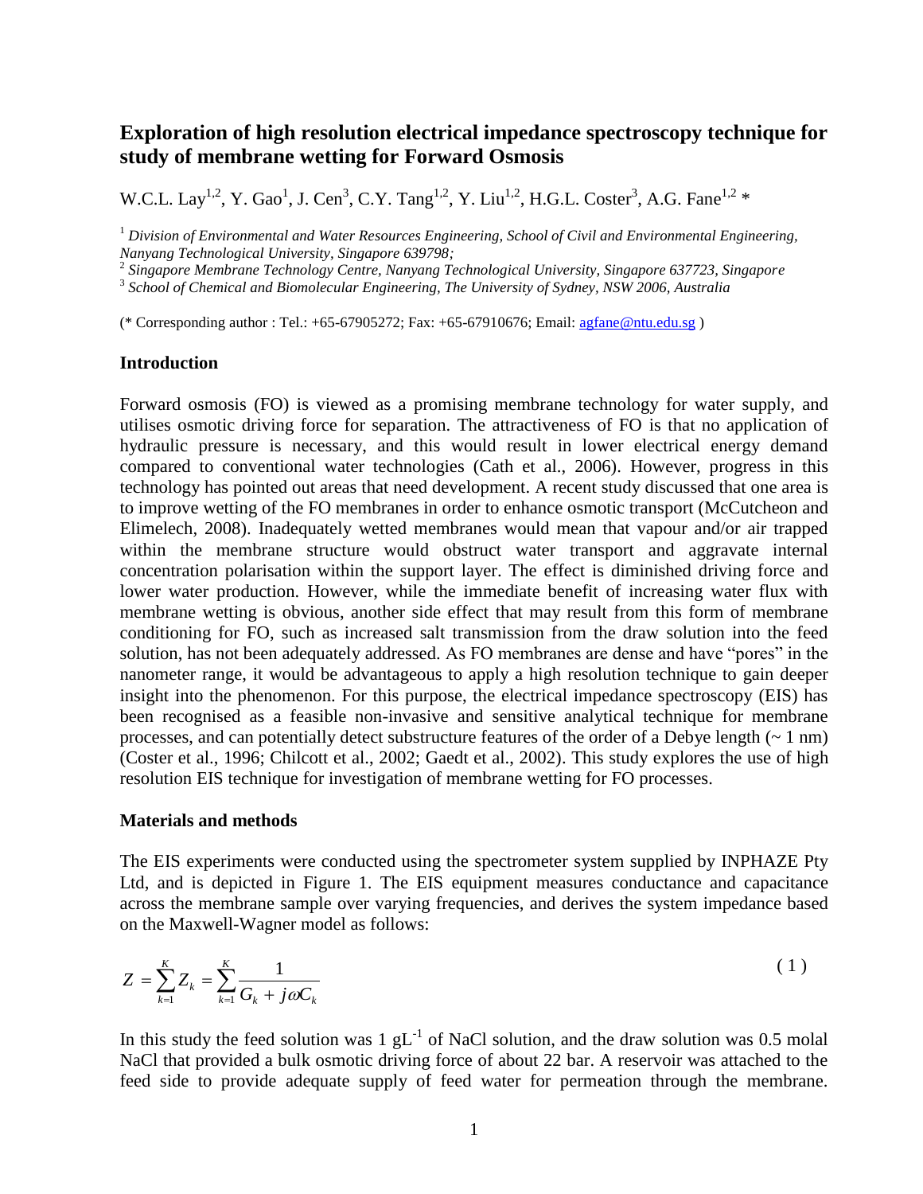# Exploration of high resolution electrical impedance spectroscopy technique for study of membrane wetting for Forward Osmosis

W.C.L. Lay[1,2], Y. Gao[1], J. Cen[3], C.Y. Tang[1,2], Y. Liu[1,2], H.G.L. Coster[3], A.G. Fane[1,2] *

[1] *Division of Environmental and Water Resources Engineering, School of Civil and Environmental Engineering, Nanyang Technological University, Singapore 639798;*

[2] *Singapore Membrane Technology Centre, Nanyang Technological University, Singapore 637723, Singapore*

[3] *School of Chemical and Biomolecular Engineering, The University of Sydney, NSW 2006, Australia*

(* Corresponding author : Tel.: +65-67905272; Fax: +65-67910676; Email: agfane@ntu.edu.sg )

## Introduction

Forward osmosis (FO) is viewed as a promising membrane technology for water supply, and utilises osmotic driving force for separation. The attractiveness of FO is that no application of hydraulic pressure is necessary, and this would result in lower electrical energy demand compared to conventional water technologies (Cath et al., 2006). However, progress in this technology has pointed out areas that need development. A recent study discussed that one area is to improve wetting of the FO membranes in order to enhance osmotic transport (McCutcheon and Elimelech, 2008). Inadequately wetted membranes would mean that vapour and/or air trapped within the membrane structure would obstruct water transport and aggravate internal concentration polarisation within the support layer. The effect is diminished driving force and lower water production. However, while the immediate benefit of increasing water flux with membrane wetting is obvious, another side effect that may result from this form of membrane conditioning for FO, such as increased salt transmission from the draw solution into the feed solution, has not been adequately addressed. As FO membranes are dense and have "pores" in the nanometer range, it would be advantageous to apply a high resolution technique to gain deeper insight into the phenomenon. For this purpose, the electrical impedance spectroscopy (EIS) has been recognised as a feasible non-invasive and sensitive analytical technique for membrane processes, and can potentially detect substructure features of the order of a Debye length (~ 1 nm) (Coster et al., 1996; Chilcott et al., 2002; Gaedt et al., 2002). This study explores the use of high resolution EIS technique for investigation of membrane wetting for FO processes.

## Materials and methods

The EIS experiments were conducted using the spectrometer system supplied by INPHAZE Pty Ltd, and is depicted in Figure 1. The EIS equipment measures conductance and capacitance across the membrane sample over varying frequencies, and derives the system impedance based on the Maxwell-Wagner model as follows:

$$Z = \sum_{k=1}^{K} Z_k = \sum_{k=1}^{K} \frac{1}{G_k + j\omega C_k} \tag{1}$$

In this study the feed solution was 1 $gL^{-1}$ of NaCl solution, and the draw solution was 0.5 molal NaCl that provided a bulk osmotic driving force of about 22 bar. A reservoir was attached to the feed side to provide adequate supply of feed water for permeation through the membrane.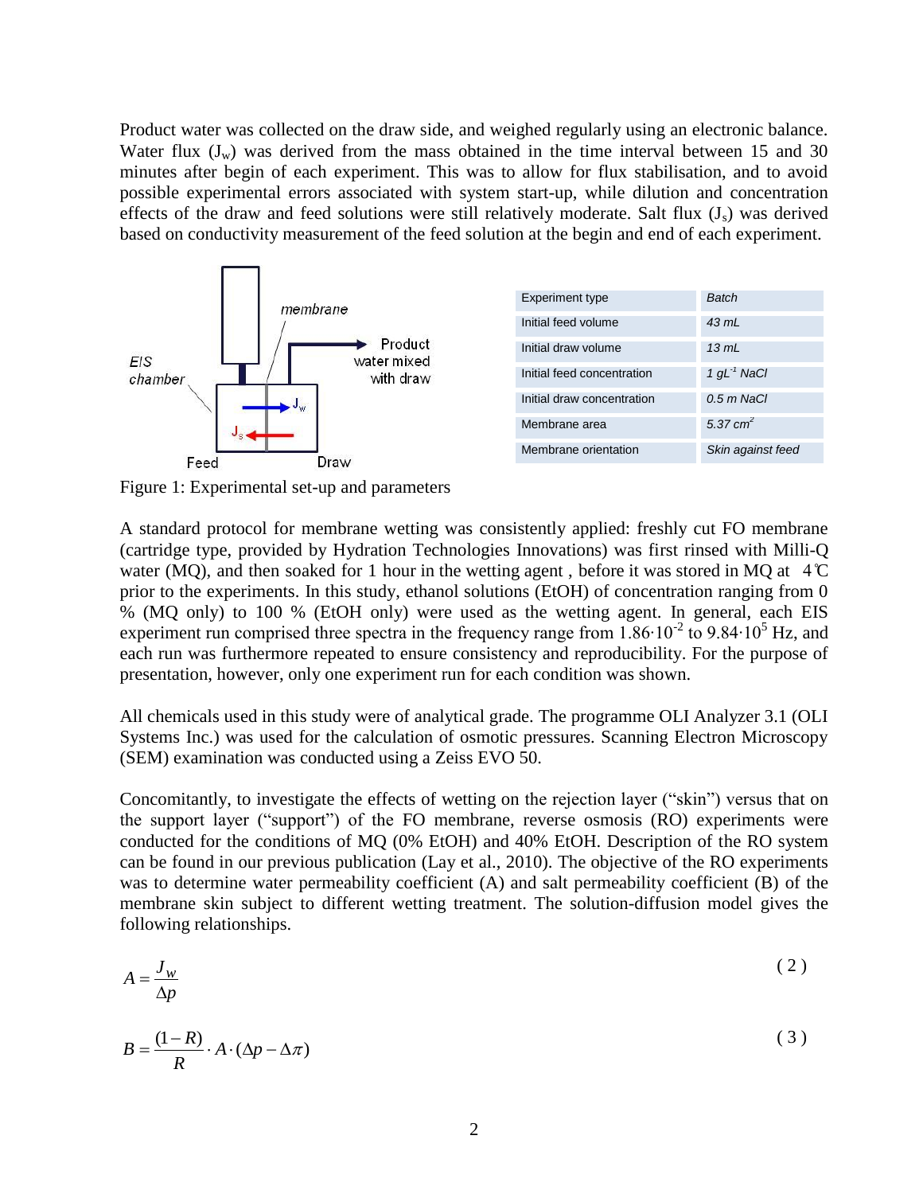Product water was collected on the draw side, and weighed regularly using an electronic balance. Water flux ($J_w$) was derived from the mass obtained in the time interval between 15 and 30 minutes after begin of each experiment. This was to allow for flux stabilisation, and to avoid possible experimental errors associated with system start-up, while dilution and concentration effects of the draw and feed solutions were still relatively moderate. Salt flux ($J_s$) was derived based on conductivity measurement of the feed solution at the begin and end of each experiment.

| Experiment type | *Batch* |
|---|---|
| Initial feed volume | *43 mL* |
| Initial draw volume | *13 mL* |
| Initial feed concentration | *1 $gL^{-1}$ NaCl* |
| Initial draw concentration | *0.5 m NaCl* |
| Membrane area | *5.37 $cm^2$* |
| Membrane orientation | *Skin against feed* |

Figure 1: Experimental set-up and parameters

A standard protocol for membrane wetting was consistently applied: freshly cut FO membrane (cartridge type, provided by Hydration Technologies Innovations) was first rinsed with Milli-Q water (MQ), and then soaked for 1 hour in the wetting agent , before it was stored in MQ at 4℃ prior to the experiments. In this study, ethanol solutions (EtOH) of concentration ranging from 0 % (MQ only) to 100 % (EtOH only) were used as the wetting agent. In general, each EIS experiment run comprised three spectra in the frequency range from $1.86 \cdot 10^{-2}$ to $9.84 \cdot 10^{5}$ Hz, and each run was furthermore repeated to ensure consistency and reproducibility. For the purpose of presentation, however, only one experiment run for each condition was shown.

All chemicals used in this study were of analytical grade. The programme OLI Analyzer 3.1 (OLI Systems Inc.) was used for the calculation of osmotic pressures. Scanning Electron Microscopy (SEM) examination was conducted using a Zeiss EVO 50.

Concomitantly, to investigate the effects of wetting on the rejection layer ("skin") versus that on the support layer ("support") of the FO membrane, reverse osmosis (RO) experiments were conducted for the conditions of MQ (0% EtOH) and 40% EtOH. Description of the RO system can be found in our previous publication (Lay et al., 2010). The objective of the RO experiments was to determine water permeability coefficient (A) and salt permeability coefficient (B) of the membrane skin subject to different wetting treatment. The solution-diffusion model gives the following relationships.

$$A = \frac{J_w}{\Delta p} \tag{2}$$

$$B = \frac{(1-R)}{R} \cdot A \cdot (\Delta p - \Delta \pi) \tag{3}$$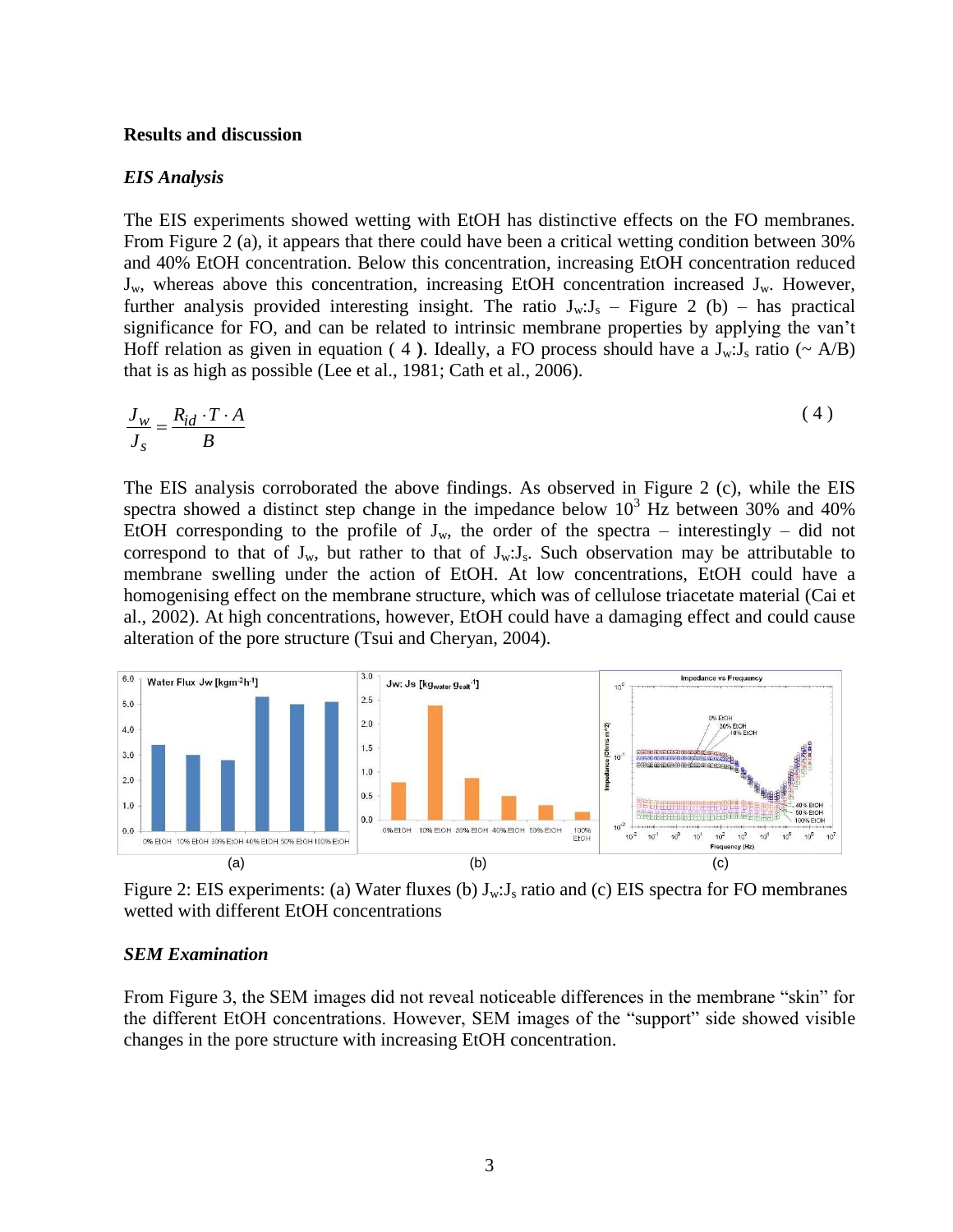## Results and discussion

### *EIS Analysis*

The EIS experiments showed wetting with EtOH has distinctive effects on the FO membranes. From Figure 2 (a), it appears that there could have been a critical wetting condition between 30% and 40% EtOH concentration. Below this concentration, increasing EtOH concentration reduced $J_w$, whereas above this concentration, increasing EtOH concentration increased $J_w$. However, further analysis provided interesting insight. The ratio $J_w$:$J_s$ – Figure 2 (b) – has practical significance for FO, and can be related to intrinsic membrane properties by applying the van't Hoff relation as given in equation ( 4 **)**. Ideally, a FO process should have a $J_w$:$J_s$ ratio (~ A/B) that is as high as possible (Lee et al., 1981; Cath et al., 2006).

$$\frac{J_w}{J_s} = \frac{R_{id} \cdot T \cdot A}{B} \tag{4}$$

The EIS analysis corroborated the above findings. As observed in Figure 2 (c), while the EIS spectra showed a distinct step change in the impedance below $10^3$ Hz between 30% and 40% EtOH corresponding to the profile of $J_w$, the order of the spectra – interestingly – did not correspond to that of $J_w$, but rather to that of $J_w$:$J_s$. Such observation may be attributable to membrane swelling under the action of EtOH. At low concentrations, EtOH could have a homogenising effect on the membrane structure, which was of cellulose triacetate material (Cai et al., 2002). At high concentrations, however, EtOH could have a damaging effect and could cause alteration of the pore structure (Tsui and Cheryan, 2004).

Figure 2: EIS experiments: (a) Water fluxes (b) $J_w$:$J_s$ ratio and (c) EIS spectra for FO membranes wetted with different EtOH concentrations

### *SEM Examination*

From Figure 3, the SEM images did not reveal noticeable differences in the membrane "skin" for the different EtOH concentrations. However, SEM images of the "support" side showed visible changes in the pore structure with increasing EtOH concentration.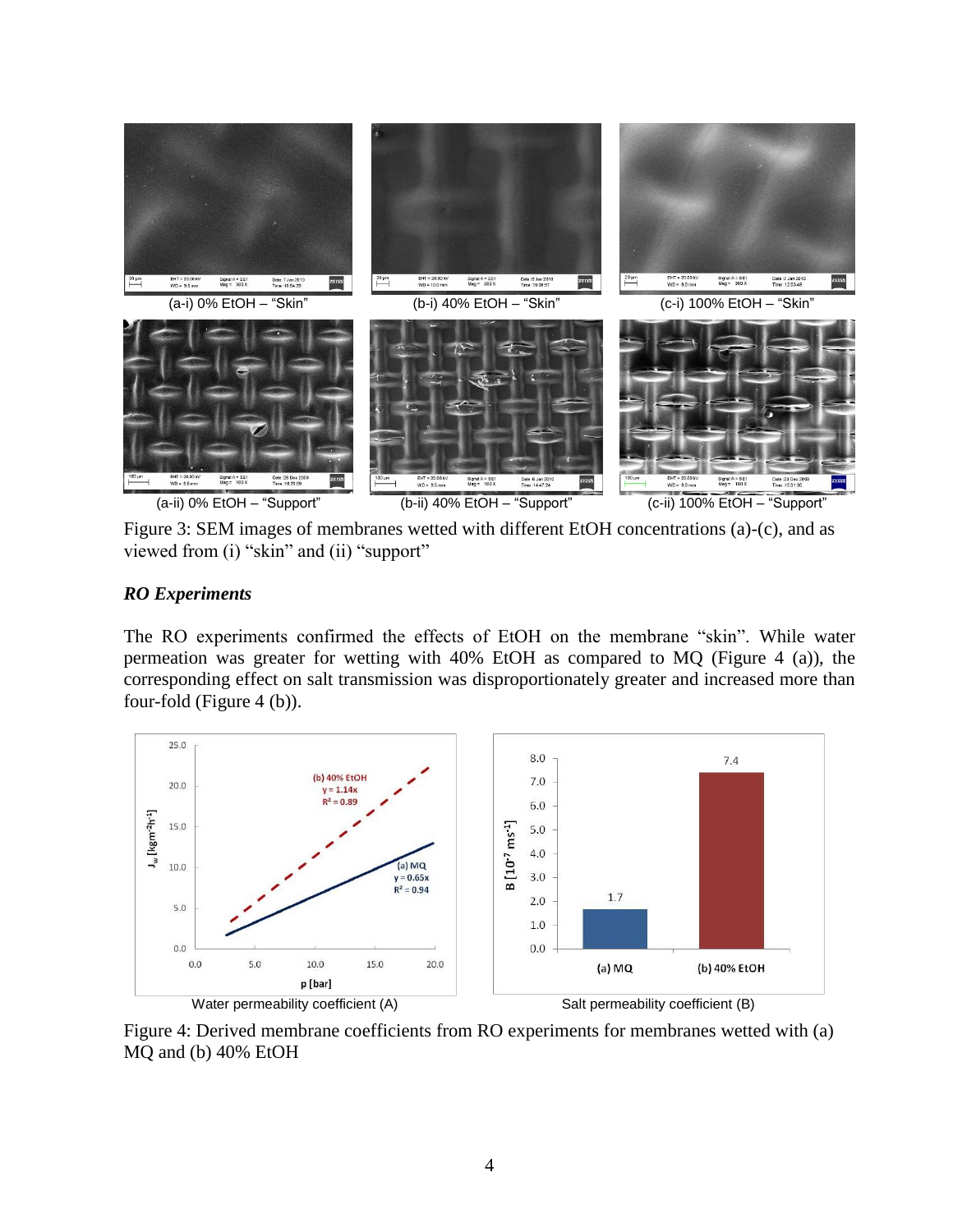(a-i) 0% EtOH – "Skin" (b-i) 40% EtOH – "Skin" (c-i) 100% EtOH – "Skin"

(a-ii) 0% EtOH – "Support" (b-ii) 40% EtOH – "Support" (c-ii) 100% EtOH – "Support"

Figure 3: SEM images of membranes wetted with different EtOH concentrations (a)-(c), and as viewed from (i) "skin" and (ii) "support"

### *RO Experiments*

The RO experiments confirmed the effects of EtOH on the membrane "skin". While water permeation was greater for wetting with 40% EtOH as compared to MQ (Figure 4 (a)), the corresponding effect on salt transmission was disproportionately greater and increased more than four-fold (Figure 4 (b)).

Water permeability coefficient (A) Salt permeability coefficient (B)

Figure 4: Derived membrane coefficients from RO experiments for membranes wetted with (a) MQ and (b) 40% EtOH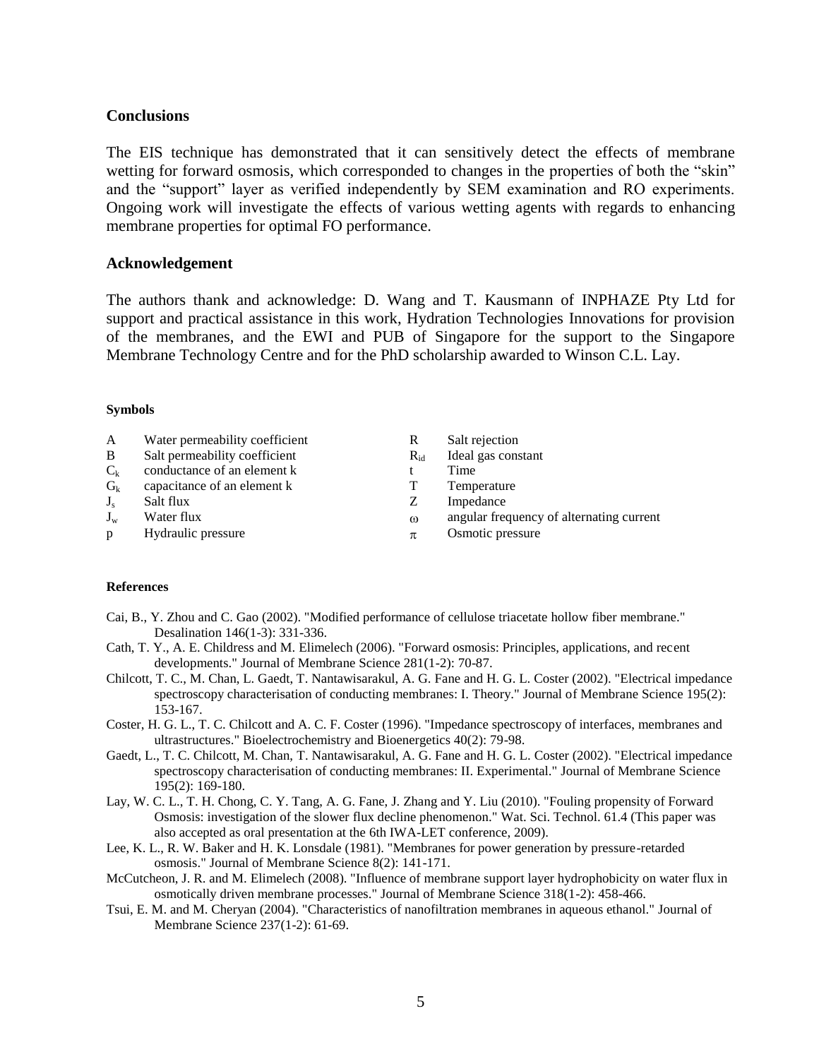## Conclusions

The EIS technique has demonstrated that it can sensitively detect the effects of membrane wetting for forward osmosis, which corresponded to changes in the properties of both the "skin" and the "support" layer as verified independently by SEM examination and RO experiments. Ongoing work will investigate the effects of various wetting agents with regards to enhancing membrane properties for optimal FO performance.

## Acknowledgement

The authors thank and acknowledge: D. Wang and T. Kausmann of INPHAZE Pty Ltd for support and practical assistance in this work, Hydration Technologies Innovations for provision of the membranes, and the EWI and PUB of Singapore for the support to the Singapore Membrane Technology Centre and for the PhD scholarship awarded to Winson C.L. Lay.

#### Symbols

| | | | |
|---|---|---|---|
| $A$ | Water permeability coefficient | $R$ | Salt rejection |
| $B$ | Salt permeability coefficient | $R_{id}$ | Ideal gas constant |
| $C_k$ | conductance of an element k | $t$ | Time |
| $G_k$ | capacitance of an element k | $T$ | Temperature |
| $J_s$ | Salt flux | $Z$ | Impedance |
| $J_w$ | Water flux | $\omega$ | angular frequency of alternating current |
| $p$ | Hydraulic pressure | $\pi$ | Osmotic pressure |

#### References

Cai, B., Y. Zhou and C. Gao (2002). "Modified performance of cellulose triacetate hollow fiber membrane." Desalination 146(1-3): 331-336.

Cath, T. Y., A. E. Childress and M. Elimelech (2006). "Forward osmosis: Principles, applications, and recent developments." Journal of Membrane Science 281(1-2): 70-87.

Chilcott, T. C., M. Chan, L. Gaedt, T. Nantawisarakul, A. G. Fane and H. G. L. Coster (2002). "Electrical impedance spectroscopy characterisation of conducting membranes: I. Theory." Journal of Membrane Science 195(2): 153-167.

Coster, H. G. L., T. C. Chilcott and A. C. F. Coster (1996). "Impedance spectroscopy of interfaces, membranes and ultrastructures." Bioelectrochemistry and Bioenergetics 40(2): 79-98.

Gaedt, L., T. C. Chilcott, M. Chan, T. Nantawisarakul, A. G. Fane and H. G. L. Coster (2002). "Electrical impedance spectroscopy characterisation of conducting membranes: II. Experimental." Journal of Membrane Science 195(2): 169-180.

Lay, W. C. L., T. H. Chong, C. Y. Tang, A. G. Fane, J. Zhang and Y. Liu (2010). "Fouling propensity of Forward Osmosis: investigation of the slower flux decline phenomenon." Wat. Sci. Technol. 61.4 (This paper was also accepted as oral presentation at the 6th IWA-LET conference, 2009).

Lee, K. L., R. W. Baker and H. K. Lonsdale (1981). "Membranes for power generation by pressure-retarded osmosis." Journal of Membrane Science 8(2): 141-171.

McCutcheon, J. R. and M. Elimelech (2008). "Influence of membrane support layer hydrophobicity on water flux in osmotically driven membrane processes." Journal of Membrane Science 318(1-2): 458-466.

Tsui, E. M. and M. Cheryan (2004). "Characteristics of nanofiltration membranes in aqueous ethanol." Journal of Membrane Science 237(1-2): 61-69.